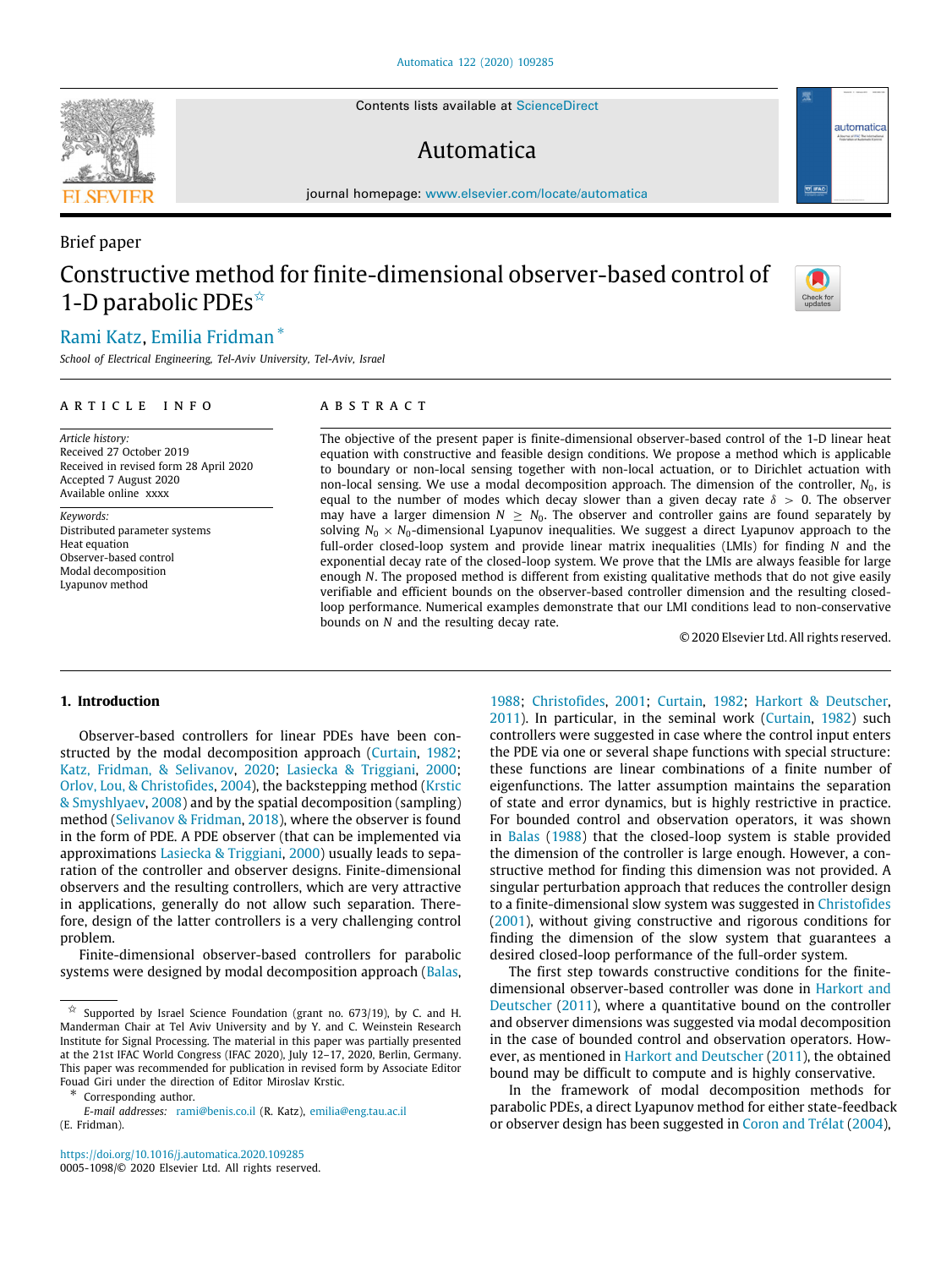Brief paper

# Constructive method for finite-dimensional observer-based control of 1-D parabolic PDEs ☆

Rami Katz, Emilia Fridman *

*School of Electrical Engineering, Tel-Aviv University, Tel-Aviv, Israel*

## ARTICLE INFO

*Article history:*
Received 27 October 2019
Received in revised form 28 April 2020
Accepted 7 August 2020
Available online xxxx

*Keywords:*
Distributed parameter systems
Heat equation
Observer-based control
Modal decomposition
Lyapunov method

## ABSTRACT

The objective of the present paper is finite-dimensional observer-based control of the 1-D linear heat equation with constructive and feasible design conditions. We propose a method which is applicable to boundary or non-local sensing together with non-local actuation, or to Dirichlet actuation with non-local sensing. We use a modal decomposition approach. The dimension of the controller, $N_0$, is equal to the number of modes which decay slower than a given decay rate $\delta > 0$. The observer may have a larger dimension $N \geq N_0$. The observer and controller gains are found separately by solving $N_0 \times N_0$-dimensional Lyapunov inequalities. We suggest a direct Lyapunov approach to the full-order closed-loop system and provide linear matrix inequalities (LMIs) for finding $N$ and the exponential decay rate of the closed-loop system. We prove that the LMIs are always feasible for large enough $N$. The proposed method is different from existing qualitative methods that do not give easily verifiable and efficient bounds on the observer-based controller dimension and the resulting closed-loop performance. Numerical examples demonstrate that our LMI conditions lead to non-conservative bounds on $N$ and the resulting decay rate.

© 2020 Elsevier Ltd. All rights reserved.

## 1. Introduction

Observer-based controllers for linear PDEs have been constructed by the modal decomposition approach (Curtain, 1982; Katz, Fridman, & Selivanov, 2020; Lasiecka & Triggiani, 2000; Orlov, Lou, & Christofides, 2004), the backstepping method (Krstic & Smyshlyaev, 2008) and by the spatial decomposition (sampling) method (Selivanov & Fridman, 2018), where the observer is found in the form of PDE. A PDE observer (that can be implemented via approximations Lasiecka & Triggiani, 2000) usually leads to separation of the controller and observer designs. Finite-dimensional observers and the resulting controllers, which are very attractive in applications, generally do not allow such separation. Therefore, design of the latter controllers is a very challenging control problem.

Finite-dimensional observer-based controllers for parabolic systems were designed by modal decomposition approach (Balas, 1988; Christofides, 2001; Curtain, 1982; Harkort & Deutscher, 2011). In particular, in the seminal work (Curtain, 1982) such controllers were suggested in case where the control input enters the PDE via one or several shape functions with special structure: these functions are linear combinations of a finite number of eigenfunctions. The latter assumption maintains the separation of state and error dynamics, but is highly restrictive in practice. For bounded control and observation operators, it was shown in Balas (1988) that the closed-loop system is stable provided the dimension of the controller is large enough. However, a constructive method for finding this dimension was not provided. A singular perturbation approach that reduces the controller design to a finite-dimensional slow system was suggested in Christofides (2001), without giving constructive and rigorous conditions for finding the dimension of the slow system that guarantees a desired closed-loop performance of the full-order system.

The first step towards constructive conditions for the finite-dimensional observer-based controller was done in Harkort and Deutscher (2011), where a quantitative bound on the controller and observer dimensions was suggested via modal decomposition in the case of bounded control and observation operators. However, as mentioned in Harkort and Deutscher (2011), the obtained bound may be difficult to compute and is highly conservative.

In the framework of modal decomposition methods for parabolic PDEs, a direct Lyapunov method for either state-feedback or observer design has been suggested in Coron and Trélat (2004),

---

☆ Supported by Israel Science Foundation (grant no. 673/19), by C. and H. Manderman Chair at Tel Aviv University and by Y. and C. Weinstein Research Institute for Signal Processing. The material in this paper was partially presented at the 21st IFAC World Congress (IFAC 2020), July 12–17, 2020, Berlin, Germany. This paper was recommended for publication in revised form by Associate Editor Fouad Giri under the direction of Editor Miroslav Krstic.

\* Corresponding author.
*E-mail addresses:* rami@benis.co.il (R. Katz), emilia@eng.tau.ac.il (E. Fridman).

https://doi.org/10.1016/j.automatica.2020.109285
0005-1098/© 2020 Elsevier Ltd. All rights reserved.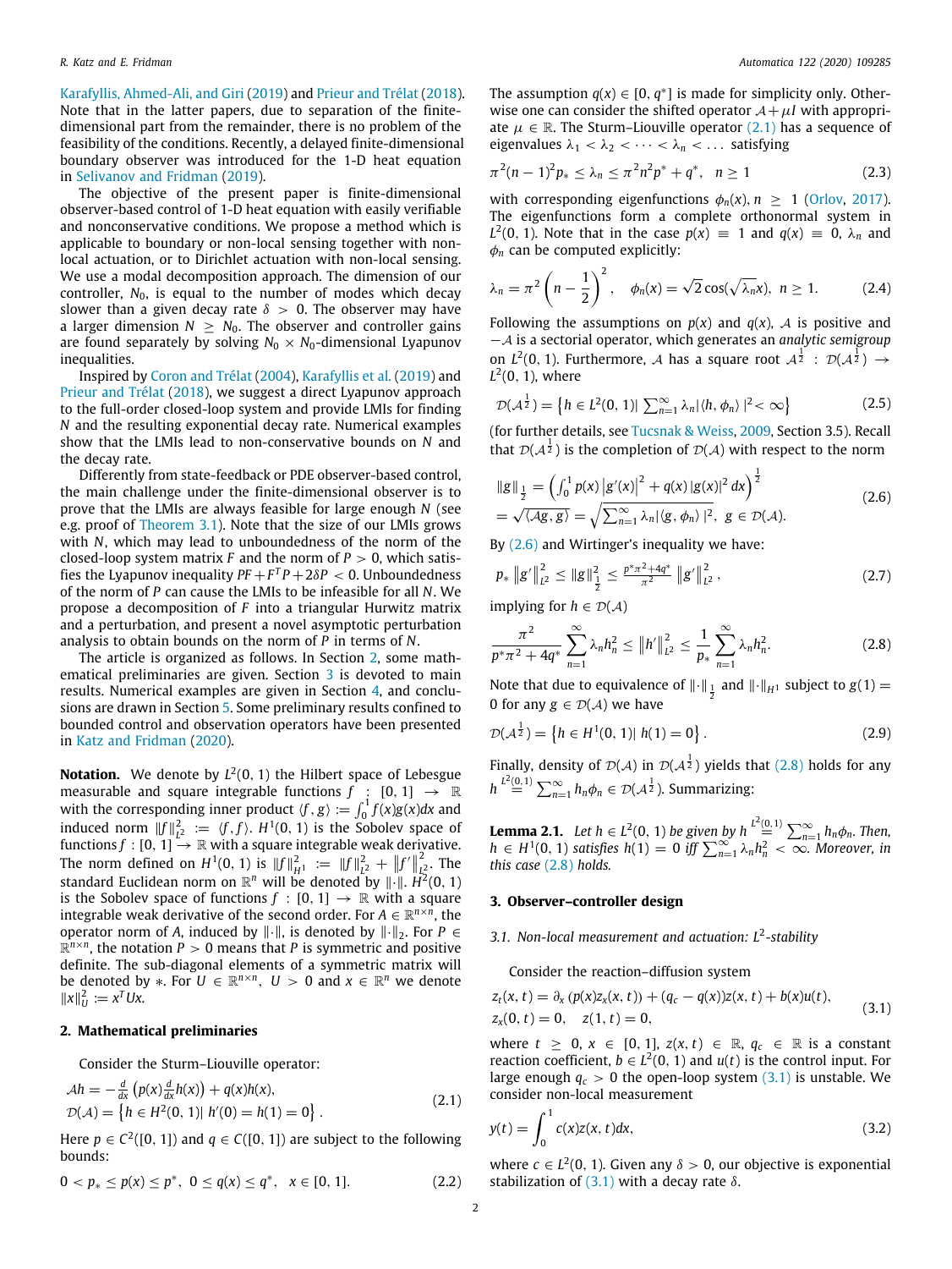Karafyllis, Ahmed-Ali, and Giri (2019) and Prieur and Trélat (2018). Note that in the latter papers, due to separation of the finite-dimensional part from the remainder, there is no problem of the feasibility of the conditions. Recently, a delayed finite-dimensional boundary observer was introduced for the 1-D heat equation in Selivanov and Fridman (2019).

The objective of the present paper is finite-dimensional observer-based control of 1-D heat equation with easily verifiable and nonconservative conditions. We propose a method which is applicable to boundary or non-local sensing together with non-local actuation, or to Dirichlet actuation with non-local sensing. We use a modal decomposition approach. The dimension of our controller, $N_0$, is equal to the number of modes which decay slower than a given decay rate $\delta > 0$. The observer may have a larger dimension $N \geq N_0$. The observer and controller gains are found separately by solving $N_0 \times N_0$-dimensional Lyapunov inequalities.

Inspired by Coron and Trélat (2004), Karafyllis et al. (2019) and Prieur and Trélat (2018), we suggest a direct Lyapunov approach to the full-order closed-loop system and provide LMIs for finding $N$ and the resulting exponential decay rate. Numerical examples show that the LMIs lead to non-conservative bounds on $N$ and the decay rate.

Differently from state-feedback or PDE observer-based control, the main challenge under the finite-dimensional observer is to prove that the LMIs are always feasible for large enough $N$ (see e.g. proof of Theorem 3.1). Note that the size of our LMIs grows with $N$, which may lead to unboundedness of the norm of the closed-loop system matrix $F$ and the norm of $P > 0$, which satisfies the Lyapunov inequality $PF + F^T P + 2\delta P < 0$. Unboundedness of the norm of $P$ can cause the LMIs to be infeasible for all $N$. We propose a decomposition of $F$ into a triangular Hurwitz matrix and a perturbation, and present a novel asymptotic perturbation analysis to obtain bounds on the norm of $P$ in terms of $N$.

The article is organized as follows. In Section 2, some mathematical preliminaries are given. Section 3 is devoted to main results. Numerical examples are given in Section 4, and conclusions are drawn in Section 5. Some preliminary results confined to bounded control and observation operators have been presented in Katz and Fridman (2020).

**Notation.** We denote by $L^2(0,1)$ the Hilbert space of Lebesgue measurable and square integrable functions $f : [0,1] \to \mathbb{R}$ with the corresponding inner product $\langle f, g\rangle := \int_0^1 f(x)g(x)dx$ and induced norm $\|f\|_{L^2}^2 := \langle f, f\rangle$. $H^1(0,1)$ is the Sobolev space of functions $f : [0,1] \to \mathbb{R}$ with a square integrable weak derivative. The norm defined on $H^1(0,1)$ is $\|f\|_{H^1}^2 := \|f\|_{L^2}^2 + \|f'\|_{L^2}^2$. The standard Euclidean norm on $\mathbb{R}^n$ will be denoted by $\|\cdot\|$. $H^2(0,1)$ is the Sobolev space of functions $f : [0,1] \to \mathbb{R}$ with a square integrable weak derivative of the second order. For $A \in \mathbb{R}^{n\times n}$, the operator norm of $A$, induced by $\|\cdot\|$, is denoted by $\|\cdot\|_2$. For $P \in \mathbb{R}^{n\times n}$, the notation $P > 0$ means that $P$ is symmetric and positive definite. The sub-diagonal elements of a symmetric matrix will be denoted by $*$. For $U \in \mathbb{R}^{n\times n}$, $U > 0$ and $x \in \mathbb{R}^n$ we denote $\|x\|_U^2 := x^T U x$.

## 2. Mathematical preliminaries

Consider the Sturm–Liouville operator:

$$
\begin{aligned}
&\mathcal{A}h = -\tfrac{d}{dx}\left(p(x)\tfrac{d}{dx}h(x)\right) + q(x)h(x),\\
&\mathcal{D}(\mathcal{A}) = \left\{h \in H^2(0,1) \,|\, h'(0) = h(1) = 0\right\}.
\end{aligned}
\tag{2.1}
$$

Here $p \in C^2([0,1])$ and $q \in C([0,1])$ are subject to the following bounds:

$$
0 < p_* \leq p(x) \leq p^*, \quad 0 \leq q(x) \leq q^*, \quad x \in [0,1]. \tag{2.2}
$$

The assumption $q(x) \in [0, q^*]$ is made for simplicity only. Otherwise one can consider the shifted operator $\mathcal{A} + \mu I$ with appropriate $\mu \in \mathbb{R}$. The Sturm–Liouville operator (2.1) has a sequence of eigenvalues $\lambda_1 < \lambda_2 < \cdots < \lambda_n < \ldots$ satisfying

$$
\pi^2(n-1)^2 p_* \leq \lambda_n \leq \pi^2 n^2 p^* + q^*, \quad n \geq 1 \tag{2.3}
$$

with corresponding eigenfunctions $\phi_n(x)$, $n \geq 1$ (Orlov, 2017). The eigenfunctions form a complete orthonormal system in $L^2(0,1)$. Note that in the case $p(x) \equiv 1$ and $q(x) \equiv 0$, $\lambda_n$ and $\phi_n$ can be computed explicitly:

$$
\lambda_n = \pi^2\left(n - \frac{1}{2}\right)^2, \quad \phi_n(x) = \sqrt{2}\cos(\sqrt{\lambda_n}x), \ n \geq 1. \tag{2.4}
$$

Following the assumptions on $p(x)$ and $q(x)$, $\mathcal{A}$ is positive and $-\mathcal{A}$ is a sectorial operator, which generates an *analytic semigroup* on $L^2(0,1)$. Furthermore, $\mathcal{A}$ has a square root $\mathcal{A}^{\frac{1}{2}} : \mathcal{D}(\mathcal{A}^{\frac{1}{2}}) \to L^2(0,1)$, where

$$
\mathcal{D}(\mathcal{A}^{\frac{1}{2}}) = \left\{h \in L^2(0,1) \,|\, \textstyle\sum_{n=1}^\infty \lambda_n |\langle h, \phi_n\rangle|^2 < \infty\right\} \tag{2.5}
$$

(for further details, see Tucsnak & Weiss, 2009, Section 3.5). Recall that $\mathcal{D}(\mathcal{A}^{\frac{1}{2}})$ is the completion of $\mathcal{D}(\mathcal{A})$ with respect to the norm

$$
\begin{aligned}
&\|g\|_{\frac{1}{2}} = \left(\int_0^1 p(x)\left|g'(x)\right|^2 + q(x)\left|g(x)\right|^2 dx\right)^{\frac{1}{2}}\\
&= \sqrt{\langle \mathcal{A}g, g\rangle} = \sqrt{\textstyle\sum_{n=1}^\infty \lambda_n |\langle g, \phi_n\rangle|^2}, \ g \in \mathcal{D}(\mathcal{A}).
\end{aligned}
\tag{2.6}
$$

By (2.6) and Wirtinger's inequality we have:

$$
p_* \left\|g'\right\|_{L^2}^2 \leq \|g\|_{\frac{1}{2}}^2 \leq \tfrac{p^*\pi^2 + 4q^*}{\pi^2} \left\|g'\right\|_{L^2}^2, \tag{2.7}
$$

implying for $h \in \mathcal{D}(\mathcal{A})$

$$
\frac{\pi^2}{p^*\pi^2 + 4q^*}\sum_{n=1}^\infty \lambda_n h_n^2 \leq \left\|h'\right\|_{L^2}^2 \leq \frac{1}{p_*}\sum_{n=1}^\infty \lambda_n h_n^2. \tag{2.8}
$$

Note that due to equivalence of $\|\cdot\|_{\frac{1}{2}}$ and $\|\cdot\|_{H^1}$ subject to $g(1) = 0$ for any $g \in \mathcal{D}(\mathcal{A})$ we have

$$
\mathcal{D}(\mathcal{A}^{\frac{1}{2}}) = \left\{h \in H^1(0,1) \,|\, h(1) = 0\right\}. \tag{2.9}
$$

Finally, density of $\mathcal{D}(\mathcal{A})$ in $\mathcal{D}(\mathcal{A}^{\frac{1}{2}})$ yields that (2.8) holds for any $h \overset{L^2(0,1)}{=} \sum_{n=1}^\infty h_n\phi_n \in \mathcal{D}(\mathcal{A}^{\frac{1}{2}})$. Summarizing:

**Lemma 2.1.** *Let $h \in L^2(0,1)$ be given by $h \overset{L^2(0,1)}{=} \sum_{n=1}^\infty h_n\phi_n$. Then, $h \in H^1(0,1)$ satisfies $h(1) = 0$ iff $\sum_{n=1}^\infty \lambda_n h_n^2 < \infty$. Moreover, in this case (2.8) holds.*

## 3. Observer–controller design

### 3.1. Non-local measurement and actuation: $L^2$-stability

Consider the reaction–diffusion system

$$
\begin{aligned}
&z_t(x,t) = \partial_x\left(p(x)z_x(x,t)\right) + (q_c - q(x))z(x,t) + b(x)u(t),\\
&z_x(0,t) = 0, \quad z(1,t) = 0,
\end{aligned}
\tag{3.1}
$$

where $t \geq 0$, $x \in [0,1]$, $z(x,t) \in \mathbb{R}$, $q_c \in \mathbb{R}$ is a constant reaction coefficient, $b \in L^2(0,1)$ and $u(t)$ is the control input. For large enough $q_c > 0$ the open-loop system (3.1) is unstable. We consider non-local measurement

$$
y(t) = \int_0^1 c(x)z(x,t)dx, \tag{3.2}
$$

where $c \in L^2(0,1)$. Given any $\delta > 0$, our objective is exponential stabilization of (3.1) with a decay rate $\delta$.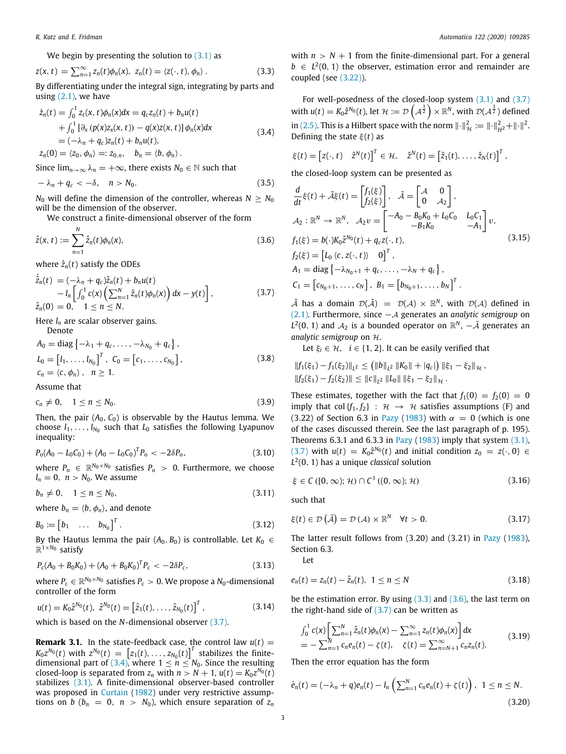We begin by presenting the solution to (3.1) as

$$z(x,t) = \sum_{n=1}^{\infty} z_n(t)\phi_n(x), \ \ z_n(t) = \langle z(\cdot,t), \phi_n\rangle . \tag{3.3}$$

By differentiating under the integral sign, integrating by parts and using (2.1), we have

$$\begin{aligned}\dot{z}_n(t) &= \int_0^1 z_t(x,t)\phi_n(x)dx = q_c z_n(t) + b_n u(t)\\ &+ \int_0^1 \left[\partial_x\left(p(x)z_x(x,t)\right) - q(x)z(x,t)\right]\phi_n(x)dx\\ &= (-\lambda_n + q_c)z_n(t) + b_n u(t),\\ z_n(0) &= \langle z_0, \phi_n\rangle =: z_{0,n}, \quad b_n = \langle b, \phi_n\rangle .\end{aligned} \tag{3.4}$$

Since $\lim_{n\to\infty}\lambda_n = +\infty$, there exists $N_0\in\mathbb{N}$ such that

$$-\lambda_n + q_c < -\delta, \quad n > N_0. \tag{3.5}$$

$N_0$ will define the dimension of the controller, whereas $N \geq N_0$ will be the dimension of the observer.

We construct a finite-dimensional observer of the form

$$\hat{z}(x,t) := \sum_{n=1}^{N}\hat{z}_n(t)\phi_n(x), \tag{3.6}$$

where $\hat{z}_n(t)$ satisfy the ODEs

$$\begin{aligned}\dot{\hat{z}}_n(t) &= (-\lambda_n + q_c)\hat{z}_n(t) + b_n u(t)\\ &\quad - l_n\left[\int_0^1 c(x)\left(\sum_{n=1}^{N}\hat{z}_n(t)\phi_n(x)\right)dx - y(t)\right],\\ \hat{z}_n(0) &= 0, \quad 1\leq n\leq N.\end{aligned} \tag{3.7}$$

Here $l_n$ are scalar observer gains.

Denote

$$\begin{aligned}&A_0 = \operatorname{diag}\left\{-\lambda_1 + q_c, \ldots, -\lambda_{N_0} + q_c\right\},\\ &L_0 = \left[l_1, \ldots, l_{N_0}\right]^T, \ C_0 = \left[c_1, \ldots, c_{N_0}\right],\\ &c_n = \langle c, \phi_n\rangle, \quad n\geq 1.\end{aligned} \tag{3.8}$$

Assume that

$$c_n \neq 0, \quad 1\leq n\leq N_0. \tag{3.9}$$

Then, the pair $(A_0, C_0)$ is observable by the Hautus lemma. We choose $l_1, \ldots, l_{N_0}$ such that $L_0$ satisfies the following Lyapunov inequality:

$$P_o(A_0 - L_0C_0) + (A_0 - L_0C_0)^T P_o < -2\delta P_o, \tag{3.10}$$

where $P_o\in\mathbb{R}^{N_0\times N_0}$ satisfies $P_o > 0$. Furthermore, we choose $l_n = 0$, $n > N_0$. We assume

$$b_n \neq 0, \quad 1\leq n\leq N_0, \tag{3.11}$$

where $b_n = \langle b, \phi_n\rangle$, and denote

$$B_0 := \begin{bmatrix} b_1 & \ldots & b_{N_0}\end{bmatrix}^T. \tag{3.12}$$

By the Hautus lemma the pair $(A_0, B_0)$ is controllable. Let $K_0\in\mathbb{R}^{1\times N_0}$ satisfy

$$P_c(A_0 + B_0K_0) + (A_0 + B_0K_0)^T P_c < -2\delta P_c, \tag{3.13}$$

where $P_c\in\mathbb{R}^{N_0\times N_0}$ satisfies $P_c > 0$. We propose a $N_0$-dimensional controller of the form

$$u(t) = K_0\hat{z}^{N_0}(t), \ \hat{z}^{N_0}(t) = \left[\hat{z}_1(t), \ldots, \hat{z}_{N_0}(t)\right]^T, \tag{3.14}$$

which is based on the $N$-dimensional observer (3.7).

**Remark 3.1.** In the state-feedback case, the control law $u(t) = K_0 z^{N_0}(t)$ with $z^{N_0}(t) = \left[z_1(t), \ldots, z_{N_0}(t)\right]^T$ stabilizes the finite-dimensional part of (3.4), where $1\leq n\leq N_0$. Since the resulting closed-loop is separated from $z_n$ with $n > N+1$, $u(t) = K_0 z^{N_0}(t)$ stabilizes (3.1). A finite-dimensional observer-based controller was proposed in Curtain (1982) under very restrictive assumptions on $b$ ($b_n = 0$, $n > N_0$), which ensure separation of $z_n$ with $n > N+1$ from the finite-dimensional part. For a general $b\in L^2(0,1)$ the observer, estimation error and remainder are coupled (see (3.22)).

For well-posedness of the closed-loop system (3.1) and (3.7) with $u(t) = K_0\hat{z}^{N_0}(t)$, let $\mathcal{H} := \mathcal{D}\left(\mathcal{A}^{\frac{1}{2}}\right)\times\mathbb{R}^N$, with $\mathcal{D}(\mathcal{A}^{\frac{1}{2}})$ defined in (2.5). This is a Hilbert space with the norm $\|\cdot\|_{\mathcal{H}}^2 := \|\cdot\|_{H^2}^2 + \|\cdot\|^2$. Defining the state $\xi(t)$ as

$$\xi(t) = \begin{bmatrix} z(\cdot,t) & \hat{z}^N(t)\end{bmatrix}^T\in\mathcal{H}, \quad \hat{z}^N(t) = \left[\hat{z}_1(t), \ldots, \hat{z}_N(t)\right]^T,$$

the closed-loop system can be presented as

$$\begin{aligned}&\frac{d}{dt}\xi(t) + \tilde{\mathcal{A}}\xi(t) = \begin{bmatrix} f_1(\xi)\\ f_2(\xi)\end{bmatrix}, \quad \tilde{\mathcal{A}} = \begin{bmatrix}\mathcal{A} & 0\\ 0 & \mathcal{A}_2\end{bmatrix},\\ &\mathcal{A}_2 : \mathbb{R}^N\to\mathbb{R}^N, \quad \mathcal{A}_2 v = \begin{bmatrix}-A_0 - B_0K_0 + L_0C_0 & L_0C_1\\ -B_1K_0 & -A_1\end{bmatrix}v,\\ &f_1(\xi) = b(\cdot)K_0\hat{z}^{N_0}(t) + q_c z(\cdot,t),\\ &f_2(\xi) = \begin{bmatrix} L_0\langle c, z(\cdot,t)\rangle & 0\end{bmatrix}^T,\\ &A_1 = \operatorname{diag}\left\{-\lambda_{N_0+1} + q_c, \ldots, -\lambda_N + q_c\right\},\\ &C_1 = \left[c_{N_0+1}, \ldots, c_N\right], \ B_1 = \left[b_{N_0+1}, \ldots, b_N\right]^T.\end{aligned} \tag{3.15}$$

$\tilde{\mathcal{A}}$ has a domain $\mathcal{D}(\tilde{\mathcal{A}}) = \mathcal{D}(\mathcal{A})\times\mathbb{R}^N$, with $\mathcal{D}(\mathcal{A})$ defined in (2.1). Furthermore, since $-\mathcal{A}$ generates an *analytic semigroup* on $L^2(0,1)$ and $\mathcal{A}_2$ is a bounded operator on $\mathbb{R}^N$, $-\tilde{\mathcal{A}}$ generates an *analytic semigroup* on $\mathcal{H}$.

Let $\xi_i\in\mathcal{H}$, $i\in\{1,2\}$. It can be easily verified that

$$\begin{aligned}&\|f_1(\xi_1) - f_1(\xi_2)\|_{L^2} \leq \left(\|b\|_{L^2}\|K_0\| + |q_c|\right)\|\xi_1 - \xi_2\|_{\mathcal{H}},\\ &\|f_2(\xi_1) - f_2(\xi_2)\| \leq \|c\|_{L^2}\|L_0\|\,\|\xi_1 - \xi_2\|_{\mathcal{H}}.\end{aligned}$$

These estimates, together with the fact that $f_1(0) = f_2(0) = 0$ imply that $\operatorname{col}\{f_1, f_2\} : \mathcal{H}\to\mathcal{H}$ satisfies assumptions (F) and (3.22) of Section 6.3 in Pazy (1983) with $\alpha = 0$ (which is one of the cases discussed therein. See the last paragraph of p. 195). Theorems 6.3.1 and 6.3.3 in Pazy (1983) imply that system (3.1), (3.7) with $u(t) = K_0\hat{z}^{N_0}(t)$ and initial condition $z_0 = z(\cdot,0)\in L^2(0,1)$ has a unique *classical* solution

$$\xi\in C\left([0,\infty);\mathcal{H}\right)\cap C^1\left((0,\infty);\mathcal{H}\right) \tag{3.16}$$

such that

$$\xi(t)\in\mathcal{D}\left(\tilde{\mathcal{A}}\right) = \mathcal{D}\left(\mathcal{A}\right)\times\mathbb{R}^N \quad \forall t > 0. \tag{3.17}$$

The latter result follows from (3.20) and (3.21) in Pazy (1983), Section 6.3.

Let

$$e_n(t) = z_n(t) - \hat{z}_n(t), \ \ 1\leq n\leq N \tag{3.18}$$

be the estimation error. By using (3.3) and (3.6), the last term on the right-hand side of (3.7) can be written as

$$\begin{aligned}&\int_0^1 c(x)\left[\sum_{n=1}^{N}\hat{z}_n(t)\phi_n(x) - \sum_{n=1}^{\infty}z_n(t)\phi_n(x)\right]dx\\ &= -\sum_{n=1}^{N}c_n e_n(t) - \zeta(t), \quad \zeta(t) = \sum_{n=N+1}^{\infty}c_n z_n(t).\end{aligned} \tag{3.19}$$

Then the error equation has the form

$$\dot{e}_n(t) = (-\lambda_n + q)e_n(t) - l_n\left(\sum_{n=1}^{N}c_n e_n(t) + \zeta(t)\right), \ \ 1\leq n\leq N. \tag{3.20}$$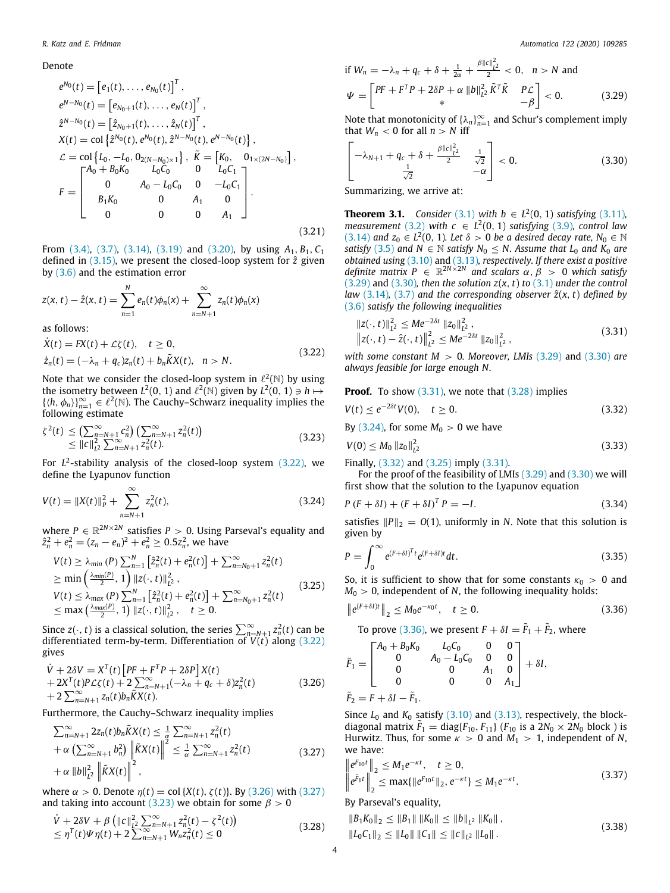Denote

$$
\begin{aligned}
&e^{N_0}(t) = \left[e_1(t), \ldots, e_{N_0}(t)\right]^T, \\
&e^{N-N_0}(t) = \left[e_{N_0+1}(t), \ldots, e_N(t)\right]^T, \\
&\hat{z}^{N-N_0}(t) = \left[\hat{z}_{N_0+1}(t), \ldots, \hat{z}_N(t)\right]^T, \\
&X(t) = \mathrm{col}\left\{\hat{z}^{N_0}(t), e^{N_0}(t), \hat{z}^{N-N_0}(t), e^{N-N_0}(t)\right\}, \\
&\mathcal{L} = \mathrm{col}\left\{L_0, -L_0, 0_{2(N-N_0)\times 1}\right\}, \ \tilde{K} = \left[K_0, \quad 0_{1\times(2N-N_0)}\right], \\
&F = \begin{bmatrix} A_0 + B_0K_0 & L_0C_0 & 0 & L_0C_1 \\ 0 & A_0 - L_0C_0 & 0 & -L_0C_1 \\ B_1K_0 & 0 & A_1 & 0 \\ 0 & 0 & 0 & A_1 \end{bmatrix}.
\end{aligned}
\tag{3.21}
$$

From (3.4), (3.7), (3.14), (3.19) and (3.20), by using $A_1, B_1, C_1$ defined in (3.15), we present the closed-loop system for $\hat{z}$ given by (3.6) and the estimation error

$$
z(x,t) - \hat{z}(x,t) = \sum_{n=1}^{N} e_n(t)\phi_n(x) + \sum_{n=N+1}^{\infty} z_n(t)\phi_n(x)
$$

as follows:

$$
\begin{aligned}
&\dot{X}(t) = FX(t) + \mathcal{L}\zeta(t), \quad t \geq 0, \\
&\dot{z}_n(t) = (-\lambda_n + q_c)z_n(t) + b_n\tilde{K}X(t), \quad n > N.
\end{aligned}
\tag{3.22}
$$

Note that we consider the closed-loop system in $\ell^2(\mathbb{N})$ by using the isometry between $L^2(0,1)$ and $\ell^2(\mathbb{N})$ given by $L^2(0,1) \ni h \mapsto \{\langle h, \phi_n\rangle\}_{n=1}^{\infty} \in \ell^2(\mathbb{N})$. The Cauchy–Schwarz inequality implies the following estimate

$$
\begin{aligned}
\zeta^2(t) &\leq \left(\sum_{n=N+1}^{\infty} c_n^2\right)\left(\sum_{n=N+1}^{\infty} z_n^2(t)\right) \\
&\leq \|c\|_{L^2}^2 \sum_{n=N+1}^{\infty} z_n^2(t).
\end{aligned}
\tag{3.23}
$$

For $L^2$-stability analysis of the closed-loop system (3.22), we define the Lyapunov function

$$
V(t) = \|X(t)\|_P^2 + \sum_{n=N+1}^{\infty} z_n^2(t),
\tag{3.24}
$$

where $P \in \mathbb{R}^{2N\times 2N}$ satisfies $P > 0$. Using Parseval's equality and $\hat{z}_n^2 + e_n^2 = (z_n - e_n)^2 + e_n^2 \geq 0.5z_n^2$, we have

$$
\begin{aligned}
V(t) &\geq \lambda_{min}(P)\sum_{n=1}^{N}\left[\hat{z}_n^2(t) + e_n^2(t)\right] + \sum_{n=N_0+1}^{\infty} z_n^2(t) \\
&\geq \min\left(\tfrac{\lambda_{min}(P)}{2}, 1\right)\|z(\cdot,t)\|_{L^2}^2, \\
V(t) &\leq \lambda_{max}(P)\sum_{n=1}^{N}\left[\hat{z}_n^2(t) + e_n^2(t)\right] + \sum_{n=N_0+1}^{\infty} z_n^2(t) \\
&\leq \max\left(\tfrac{\lambda_{max}(P)}{2}, 1\right)\|z(\cdot,t)\|_{L^2}^2, \quad t \geq 0.
\end{aligned}
\tag{3.25}
$$

Since $z(\cdot,t)$ is a classical solution, the series $\sum_{n=N+1}^{\infty} z_n^2(t)$ can be differentiated term-by-term. Differentiation of $V(t)$ along (3.22) gives

$$
\begin{aligned}
&\dot{V} + 2\delta V = X^T(t)\left[PF + F^TP + 2\delta P\right]X(t) \\
&+ 2X^T(t)P\mathcal{L}\zeta(t) + 2\sum_{n=N+1}^{\infty}(-\lambda_n + q_c + \delta)z_n^2(t) \\
&+ 2\sum_{n=N+1}^{\infty} z_n(t)b_n\tilde{K}X(t).
\end{aligned}
\tag{3.26}
$$

Furthermore, the Cauchy–Schwarz inequality implies

$$
\begin{aligned}
&\sum_{n=N+1}^{\infty} 2z_n(t)b_n\tilde{K}X(t) \leq \tfrac{1}{\alpha}\sum_{n=N+1}^{\infty} z_n^2(t) \\
&+ \alpha\left(\sum_{n=N+1}^{\infty} b_n^2\right)\left\|\tilde{K}X(t)\right\|^2 \leq \tfrac{1}{\alpha}\sum_{n=N+1}^{\infty} z_n^2(t) \\
&+ \alpha\|b\|_{L^2}^2\left\|\tilde{K}X(t)\right\|^2,
\end{aligned}
\tag{3.27}
$$

where $\alpha > 0$. Denote $\eta(t) = \mathrm{col}\{X(t), \zeta(t)\}$. By (3.26) with (3.27) and taking into account (3.23) we obtain for some $\beta > 0$

$$
\begin{aligned}
&\dot{V} + 2\delta V + \beta\left(\|c\|_{L^2}^2\sum_{n=N+1}^{\infty} z_n^2(t) - \zeta^2(t)\right) \\
&\leq \eta^T(t)\Psi\eta(t) + 2\sum_{n=N+1}^{\infty} W_n z_n^2(t) \leq 0
\end{aligned}
\tag{3.28}
$$

if $W_n = -\lambda_n + q_c + \delta + \frac{1}{2\alpha} + \frac{\beta\|c\|_{L^2}^2}{2} < 0, \quad n > N$ and

$$
\Psi = \begin{bmatrix} PF + F^TP + 2\delta P + \alpha\|b\|_{L^2}^2\tilde{K}^T\tilde{K} & P\mathcal{L} \\ * & -\beta \end{bmatrix} < 0.
\tag{3.29}
$$

Note that monotonicity of $\{\lambda_n\}_{n=1}^{\infty}$ and Schur's complement imply that $W_n < 0$ for all $n > N$ iff

$$
\begin{bmatrix} -\lambda_{N+1} + q_c + \delta + \frac{\beta\|c\|_{L^2}^2}{2} & \frac{1}{\sqrt{2}} \\ \frac{1}{\sqrt{2}} & -\alpha \end{bmatrix} < 0.
\tag{3.30}
$$

Summarizing, we arrive at:

**Theorem 3.1.** *Consider (3.1) with $b \in L^2(0,1)$ satisfying (3.11), measurement (3.2) with $c \in L^2(0,1)$ satisfying (3.9), control law (3.14) and $z_0 \in L^2(0,1)$. Let $\delta > 0$ be a desired decay rate, $N_0 \in \mathbb{N}$ satisfy (3.5) and $N \in \mathbb{N}$ satisfy $N_0 \leq N$. Assume that $L_0$ and $K_0$ are obtained using (3.10) and (3.13), respectively. If there exist a positive definite matrix $P \in \mathbb{R}^{2N\times 2N}$ and scalars $\alpha, \beta > 0$ which satisfy (3.29) and (3.30), then the solution $z(x,t)$ to (3.1) under the control law (3.14), (3.7) and the corresponding observer $\hat{z}(x,t)$ defined by (3.6) satisfy the following inequalities*

$$
\begin{aligned}
&\|z(\cdot,t)\|_{L^2}^2 \leq Me^{-2\delta t}\|z_0\|_{L^2}^2, \\
&\left\|z(\cdot,t) - \hat{z}(\cdot,t)\right\|_{L^2}^2 \leq Me^{-2\delta t}\|z_0\|_{L^2}^2,
\end{aligned}
\tag{3.31}
$$

*with some constant $M > 0$. Moreover, LMIs (3.29) and (3.30) are always feasible for large enough $N$.*

**Proof.** To show (3.31), we note that (3.28) implies

$$
V(t) \leq e^{-2\delta t}V(0), \quad t \geq 0.
\tag{3.32}
$$

By (3.24), for some $M_0 > 0$ we have

$$
V(0) \leq M_0\|z_0\|_{L^2}
\tag{3.33}
$$

Finally, (3.32) and (3.25) imply (3.31).

For the proof of the feasibility of LMIs (3.29) and (3.30) we will first show that the solution to the Lyapunov equation

$$
P(F + \delta I) + (F + \delta I)^T P = -I.
\tag{3.34}
$$

satisfies $\|P\|_2 = O(1)$, uniformly in $N$. Note that this solution is given by

$$
P = \int_0^{\infty} e^{(F+\delta I)^T t}e^{(F+\delta I)t}dt.
\tag{3.35}
$$

So, it is sufficient to show that for some constants $\kappa_0 > 0$ and $M_0 > 0$, independent of $N$, the following inequality holds:

$$
\left\|e^{(F+\delta I)t}\right\|_2 \leq M_0 e^{-\kappa_0 t}, \quad t \geq 0.
\tag{3.36}
$$

To prove (3.36), we present $F + \delta I = \tilde{F}_1 + \tilde{F}_2$, where

$$
\begin{aligned}
&\tilde{F}_1 = \begin{bmatrix} A_0 + B_0K_0 & L_0C_0 & 0 & 0 \\ 0 & A_0 - L_0C_0 & 0 & 0 \\ 0 & 0 & A_1 & 0 \\ 0 & 0 & 0 & A_1 \end{bmatrix} + \delta I, \\
&\tilde{F}_2 = F + \delta I - \tilde{F}_1.
\end{aligned}
$$

Since $L_0$ and $K_0$ satisfy (3.10) and (3.13), respectively, the block-diagonal matrix $\tilde{F}_1 = \mathrm{diag}\{F_{10}, F_{11}\}$ ($F_{10}$ is a $2N_0 \times 2N_0$ block ) is Hurwitz. Thus, for some $\kappa > 0$ and $M_1 > 1$, independent of $N$, we have:

$$
\begin{aligned}
&\left\|e^{F_{10}t}\right\|_2 \leq M_1 e^{-\kappa t}, \quad t \geq 0, \\
&\left\|e^{\tilde{F}_1 t}\right\|_2 \leq \max\{\|e^{F_{10}t}\|_2, e^{-\kappa t}\} \leq M_1 e^{-\kappa t}.
\end{aligned}
\tag{3.37}
$$

By Parseval's equality,

$$
\begin{aligned}
&\|B_1K_0\|_2 \leq \|B_1\|\,\|K_0\| \leq \|b\|_{L^2}\|K_0\|, \\
&\|L_0C_1\|_2 \leq \|L_0\|\,\|C_1\| \leq \|c\|_{L^2}\|L_0\|.
\end{aligned}
\tag{3.38}
$$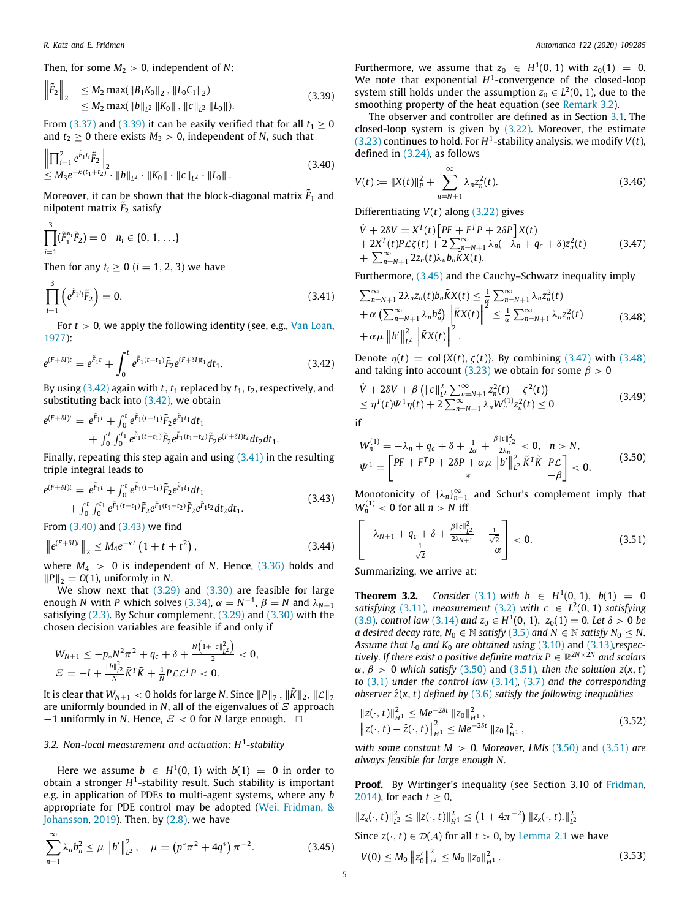Then, for some $M_2 > 0$, independent of $N$:

$$\left\|\tilde{F}_2\right\|_2 \leq M_2 \max(\|B_1 K_0\|_2, \|L_0 C_1\|_2) \leq M_2 \max(\|b\|_{L^2}\|K_0\|, \|c\|_{L^2}\|L_0\|). \tag{3.39}$$

From (3.37) and (3.39) it can be easily verified that for all $t_1 \geq 0$ and $t_2 \geq 0$ there exists $M_3 > 0$, independent of $N$, such that

$$\left\|\prod_{i=1}^{2} e^{\tilde{F}_1 t_i}\tilde{F}_2\right\|_2 \leq M_3 e^{-\kappa(t_1+t_2)} \cdot \|b\|_{L^2} \cdot \|K_0\| \cdot \|c\|_{L^2} \cdot \|L_0\|. \tag{3.40}$$

Moreover, it can be shown that the block-diagonal matrix $\tilde{F}_1$ and nilpotent matrix $\tilde{F}_2$ satisfy

$$\prod_{i=1}^{3}(\tilde{F}_1^{n_i}\tilde{F}_2) = 0 \quad n_i \in \{0, 1, \ldots\}$$

Then for any $t_i \geq 0$ $(i = 1, 2, 3)$ we have

$$\prod_{i=1}^{3}\left(e^{\tilde{F}_1 t_i}\tilde{F}_2\right) = 0. \tag{3.41}$$

For $t > 0$, we apply the following identity (see, e.g., Van Loan, 1977):

$$e^{(F+\delta I)t} = e^{\tilde{F}_1 t} + \int_0^t e^{\tilde{F}_1(t-t_1)}\tilde{F}_2 e^{(F+\delta I)t_1}dt_1. \tag{3.42}$$

By using (3.42) again with $t, t_1$ replaced by $t_1, t_2$, respectively, and substituting back into (3.42), we obtain

$$e^{(F+\delta I)t} = e^{\tilde{F}_1 t} + \int_0^t e^{\tilde{F}_1(t-t_1)}\tilde{F}_2 e^{\tilde{F}_1 t_1}dt_1 + \int_0^t\int_0^{t_1} e^{\tilde{F}_1(t-t_1)}\tilde{F}_2 e^{\tilde{F}_1(t_1-t_2)}\tilde{F}_2 e^{(F+\delta I)t_2}dt_2 dt_1.$$

Finally, repeating this step again and using (3.41) in the resulting triple integral leads to

$$e^{(F+\delta I)t} = e^{\tilde{F}_1 t} + \int_0^t e^{\tilde{F}_1(t-t_1)}\tilde{F}_2 e^{\tilde{F}_1 t_1}dt_1 + \int_0^t\int_0^{t_1} e^{\tilde{F}_1(t-t_1)}\tilde{F}_2 e^{\tilde{F}_1(t_1-t_2)}\tilde{F}_2 e^{\tilde{F}_1 t_2}dt_2 dt_1. \tag{3.43}$$

From (3.40) and (3.43) we find

$$\left\|e^{(F+\delta I)t}\right\|_2 \leq M_4 e^{-\kappa t}\left(1 + t + t^2\right), \tag{3.44}$$

where $M_4 > 0$ is independent of $N$. Hence, (3.36) holds and $\|P\|_2 = O(1)$, uniformly in $N$.

We show next that (3.29) and (3.30) are feasible for large enough $N$ with $P$ which solves (3.34), $\alpha = N^{-1}$, $\beta = N$ and $\lambda_{N+1}$ satisfying (2.3). By Schur complement, (3.29) and (3.30) with the chosen decision variables are feasible if and only if

$$W_{N+1} \leq -p_* N^2\pi^2 + q_c + \delta + \frac{N\left(1+\|c\|_{L^2}^2\right)}{2} < 0,$$
$$\Xi = -I + \frac{\|b\|_{L^2}^2}{N}\tilde{K}^T\tilde{K} + \frac{1}{N}P\mathcal{L}\mathcal{L}^T P < 0.$$

It is clear that $W_{N+1} < 0$ holds for large $N$. Since $\|P\|_2, \|\tilde{K}\|_2, \|\mathcal{L}\|_2$ are uniformly bounded in $N$, all of the eigenvalues of $\Xi$ approach $-1$ uniformly in $N$. Hence, $\Xi < 0$ for $N$ large enough. □

### 3.2. Non-local measurement and actuation: $H^1$-stability

Here we assume $b \in H^1(0,1)$ with $b(1) = 0$ in order to obtain a stronger $H^1$-stability result. Such stability is important e.g. in application of PDEs to multi-agent systems, where any $b$ appropriate for PDE control may be adopted (Wei, Fridman, & Johansson, 2019). Then, by (2.8), we have

$$\sum_{n=1}^{\infty}\lambda_n b_n^2 \leq \mu\left\|b'\right\|_{L^2}^2, \quad \mu = \left(p^*\pi^2 + 4q^*\right)\pi^{-2}. \tag{3.45}$$

Furthermore, we assume that $z_0 \in H^1(0,1)$ with $z_0(1) = 0$. We note that exponential $H^1$-convergence of the closed-loop system still holds under the assumption $z_0 \in L^2(0,1)$, due to the smoothing property of the heat equation (see Remark 3.2).

The observer and controller are defined as in Section 3.1. The closed-loop system is given by (3.22). Moreover, the estimate (3.23) continues to hold. For $H^1$-stability analysis, we modify $V(t)$, defined in (3.24), as follows

$$V(t) := \|X(t)\|_P^2 + \sum_{n=N+1}^{\infty}\lambda_n z_n^2(t). \tag{3.46}$$

Differentiating $V(t)$ along (3.22) gives

$$\begin{aligned}&\dot{V} + 2\delta V = X^T(t)\left[PF + F^T P + 2\delta P\right]X(t) \\ &+ 2X^T(t)P\mathcal{L}\zeta(t) + 2\sum_{n=N+1}^{\infty}\lambda_n(-\lambda_n + q_c + \delta)z_n^2(t) \\ &+ \sum_{n=N+1}^{\infty}2z_n(t)\lambda_n b_n\tilde{K}X(t).\end{aligned} \tag{3.47}$$

Furthermore, (3.45) and the Cauchy–Schwarz inequality imply

$$\begin{aligned}&\sum_{n=N+1}^{\infty}2\lambda_n z_n(t)b_n\tilde{K}X(t) \leq \frac{1}{\alpha}\sum_{n=N+1}^{\infty}\lambda_n z_n^2(t) \\ &+ \alpha\left(\sum_{n=N+1}^{\infty}\lambda_n b_n^2\right)\left\|\tilde{K}X(t)\right\|^2 \leq \frac{1}{\alpha}\sum_{n=N+1}^{\infty}\lambda_n z_n^2(t) \\ &+ \alpha\mu\left\|b'\right\|_{L^2}^2\left\|\tilde{K}X(t)\right\|^2.\end{aligned} \tag{3.48}$$

Denote $\eta(t) = \mathrm{col}\{X(t), \zeta(t)\}$. By combining (3.47) with (3.48) and taking into account (3.23) we obtain for some $\beta > 0$

$$\begin{aligned}&\dot{V} + 2\delta V + \beta\left(\|c\|_{L^2}^2\sum_{n=N+1}^{\infty}z_n^2(t) - \zeta^2(t)\right) \\ &\leq \eta^T(t)\Psi^1\eta(t) + 2\sum_{n=N+1}^{\infty}\lambda_n W_n^{(1)}z_n^2(t) \leq 0\end{aligned} \tag{3.49}$$

if

$$\begin{aligned}&W_n^{(1)} = -\lambda_n + q_c + \delta + \frac{1}{2\alpha} + \frac{\beta\|c\|_{L^2}^2}{2\lambda_n} < 0, \quad n > N, \\ &\Psi^1 = \begin{bmatrix} PF + F^T P + 2\delta P + \alpha\mu\left\|b'\right\|_{L^2}^2\tilde{K}^T\tilde{K} & P\mathcal{L} \\ * & -\beta\end{bmatrix} < 0.\end{aligned} \tag{3.50}$$

Monotonicity of $\{\lambda_n\}_{n=1}^{\infty}$ and Schur's complement imply that $W_n^{(1)} < 0$ for all $n > N$ iff

$$\begin{bmatrix} -\lambda_{N+1} + q_c + \delta + \frac{\beta\|c\|_{L^2}^2}{2\lambda_{N+1}} & \frac{1}{\sqrt{2}} \\ \frac{1}{\sqrt{2}} & -\alpha\end{bmatrix} < 0. \tag{3.51}$$

Summarizing, we arrive at:

**Theorem 3.2.** *Consider (3.1) with $b \in H^1(0,1)$, $b(1) = 0$ satisfying (3.11), measurement (3.2) with $c \in L^2(0,1)$ satisfying (3.9), control law (3.14) and $z_0 \in H^1(0,1)$, $z_0(1) = 0$. Let $\delta > 0$ be a desired decay rate, $N_0 \in \mathbb{N}$ satisfy (3.5) and $N \in \mathbb{N}$ satisfy $N_0 \leq N$. Assume that $L_0$ and $K_0$ are obtained using (3.10) and (3.13), respectively. If there exist a positive definite matrix $P \in \mathbb{R}^{2N\times 2N}$ and scalars $\alpha, \beta > 0$ which satisfy (3.50) and (3.51), then the solution $z(x,t)$ to (3.1) under the control law (3.14), (3.7) and the corresponding observer $\hat{z}(x,t)$ defined by (3.6) satisfy the following inequalities*

$$\begin{aligned}&\|z(\cdot,t)\|_{H^1}^2 \leq Me^{-2\delta t}\|z_0\|_{H^1}^2, \\ &\left\|z(\cdot,t) - \hat{z}(\cdot,t)\right\|_{H^1}^2 \leq Me^{-2\delta t}\|z_0\|_{H^1}^2,\end{aligned} \tag{3.52}$$

*with some constant $M > 0$. Moreover, LMIs (3.50) and (3.51) are always feasible for large enough $N$.*

**Proof.** By Wirtinger's inequality (see Section 3.10 of Fridman, 2014), for each $t \geq 0$,

$$\|z_x(\cdot,t)\|_{L^2}^2 \leq \|z(\cdot,t)\|_{H^1}^2 \leq \left(1 + 4\pi^{-2}\right)\|z_x(\cdot,t).\|_{L^2}^2$$

Since $z(\cdot,t) \in \mathcal{D}(\mathcal{A})$ for all $t > 0$, by Lemma 2.1 we have

$$V(0) \leq M_0\left\|z_0'\right\|_{L^2}^2 \leq M_0\|z_0\|_{H^1}^2. \tag{3.53}$$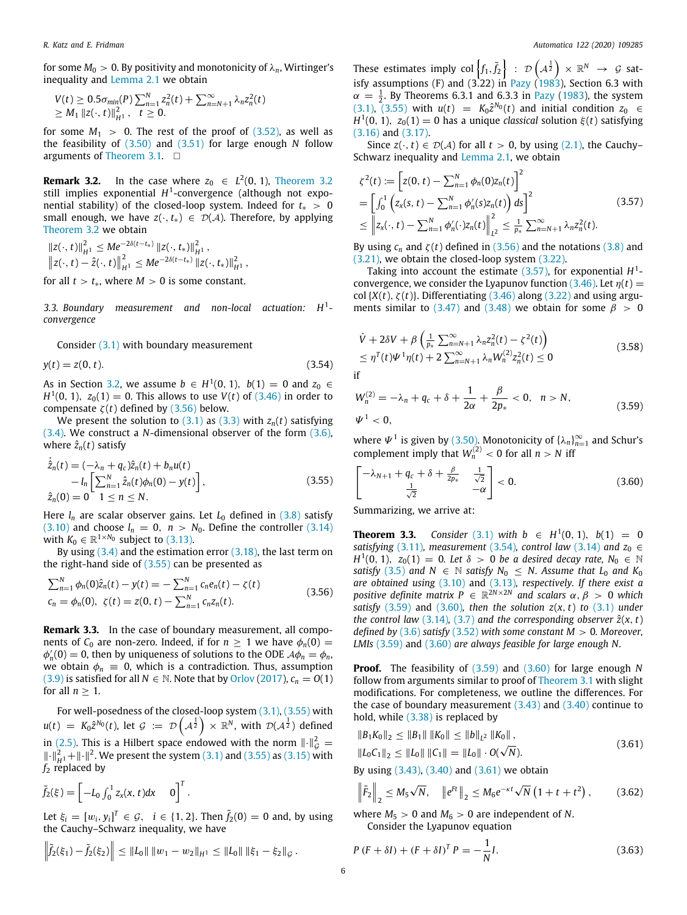for some $M_0 > 0$. By positivity and monotonicity of $\lambda_n$, Wirtinger's inequality and Lemma 2.1 we obtain

$$
\begin{aligned}
V(t) &\geq 0.5\sigma_{min}(P)\sum_{n=1}^{N} z_n^2(t) + \sum_{n=N+1}^{\infty}\lambda_n z_n^2(t) \\
&\geq M_1 \|z(\cdot,t)\|_{H^1}^2, \quad t \geq 0.
\end{aligned}
$$

for some $M_1 > 0$. The rest of the proof of (3.52), as well as the feasibility of (3.50) and (3.51) for large enough $N$ follow arguments of Theorem 3.1. □

**Remark 3.2.** In the case where $z_0 \in L^2(0,1)$, Theorem 3.2 still implies exponential $H^1$-convergence (although not exponential stability) of the closed-loop system. Indeed for $t_* > 0$ small enough, we have $z(\cdot,t_*) \in \mathcal{D}(\mathcal{A})$. Therefore, by applying Theorem 3.2 we obtain

$$
\begin{aligned}
&\|z(\cdot,t)\|_{H^1}^2 \leq Me^{-2\delta(t-t_*)}\|z(\cdot,t_*)\|_{H^1}^2, \\
&\left\|z(\cdot,t) - \hat{z}(\cdot,t)\right\|_{H^1}^2 \leq Me^{-2\delta(t-t_*)}\|z(\cdot,t_*)\|_{H^1}^2,
\end{aligned}
$$

for all $t > t_*$, where $M > 0$ is some constant.

### 3.3. Boundary measurement and non-local actuation: $H^1$-convergence

Consider (3.1) with boundary measurement

$$
y(t) = z(0,t). \tag{3.54}
$$

As in Section 3.2, we assume $b \in H^1(0,1)$, $b(1) = 0$ and $z_0 \in H^1(0,1)$, $z_0(1) = 0$. This allows to use $V(t)$ of (3.46) in order to compensate $\zeta(t)$ defined by (3.56) below.

We present the solution to (3.1) as (3.3) with $z_n(t)$ satisfying (3.4). We construct a $N$-dimensional observer of the form (3.6), where $\hat{z}_n(t)$ satisfy

$$
\begin{aligned}
\dot{\hat{z}}_n(t) &= (-\lambda_n + q_c)\hat{z}_n(t) + b_n u(t) \\
&\quad - l_n\left[\sum_{n=1}^{N}\hat{z}_n(t)\phi_n(0) - y(t)\right], \\
\hat{z}_n(0) &= 0 \quad 1 \leq n \leq N.
\end{aligned}
\tag{3.55}
$$

Here $l_n$ are scalar observer gains. Let $L_0$ defined in (3.8) satisfy (3.10) and choose $l_n = 0$, $n > N_0$. Define the controller (3.14) with $K_0 \in \mathbb{R}^{1\times N_0}$ subject to (3.13).

By using (3.4) and the estimation error (3.18), the last term on the right-hand side of (3.55) can be presented as

$$
\begin{aligned}
&\sum_{n=1}^{N}\phi_n(0)\hat{z}_n(t) - y(t) = -\sum_{n=1}^{N} c_n e_n(t) - \zeta(t) \\
&c_n = \phi_n(0), \ \zeta(t) = z(0,t) - \sum_{n=1}^{N} c_n z_n(t).
\end{aligned}
\tag{3.56}
$$

**Remark 3.3.** In the case of boundary measurement, all components of $C_0$ are non-zero. Indeed, if for $n \geq 1$ we have $\phi_n(0) = \phi_n'(0) = 0$, then by uniqueness of solutions to the ODE $\mathcal{A}\phi_n = \phi_n$, we obtain $\phi_n \equiv 0$, which is a contradiction. Thus, assumption (3.9) is satisfied for all $N \in \mathbb{N}$. Note that by Orlov (2017), $c_n = O(1)$ for all $n \geq 1$.

For well-posedness of the closed-loop system (3.1), (3.55) with $u(t) = K_0\hat{z}^{N_0}(t)$, let $\mathcal{G} := \mathcal{D}\left(\mathcal{A}^{\frac{1}{2}}\right) \times \mathbb{R}^N$, with $\mathcal{D}(\mathcal{A}^{\frac{1}{2}})$ defined in (2.5). This is a Hilbert space endowed with the norm $\|\cdot\|_{\mathcal{G}}^2 = \|\cdot\|_{H^1}^2 + \|\cdot\|^2$. We present the system (3.1) and (3.55) as (3.15) with $f_2$ replaced by

$$
\tilde{f}_2(\xi) = \left[-L_0\int_0^1 z_x(x,t)dx \quad 0\right]^T.
$$

Let $\xi_i = [w_i, y_i]^T \in \mathcal{G}$, $i \in \{1,2\}$. Then $\tilde{f}_2(0) = 0$ and, by using the Cauchy–Schwarz inequality, we have

$$
\left\|\tilde{f}_2(\xi_1) - \tilde{f}_2(\xi_2)\right\| \leq \|L_0\|\,\|w_1 - w_2\|_{H^1} \leq \|L_0\|\,\|\xi_1 - \xi_2\|_{\mathcal{G}}.
$$

These estimates imply col$\left\{f_1, \tilde{f}_2\right\} : \mathcal{D}\left(\mathcal{A}^{\frac{1}{2}}\right) \times \mathbb{R}^N \to \mathcal{G}$ satisfy assumptions (F) and (3.22) in Pazy (1983), Section 6.3 with $\alpha = \frac{1}{2}$. By Theorems 6.3.1 and 6.3.3 in Pazy (1983), the system (3.1), (3.55) with $u(t) = K_0\hat{z}^{N_0}(t)$ and initial condition $z_0 \in H^1(0,1)$, $z_0(1) = 0$ has a unique *classical* solution $\xi(t)$ satisfying (3.16) and (3.17).

Since $z(\cdot,t) \in \mathcal{D}(\mathcal{A})$ for all $t > 0$, by using (2.1), the Cauchy–Schwarz inequality and Lemma 2.1, we obtain

$$
\begin{aligned}
\zeta^2(t) &:= \left[z(0,t) - \sum_{n=1}^{N}\phi_n(0)z_n(t)\right]^2 \\
&= \left[\int_0^1 \left(z_x(s,t) - \sum_{n=1}^{N}\phi_n'(s)z_n(t)\right)ds\right]^2 \\
&\leq \left\|z_x(\cdot,t) - \sum_{n=1}^{N}\phi_n'(\cdot)z_n(t)\right\|_{L^2}^2 \leq \frac{1}{p_*}\sum_{n=N+1}^{\infty}\lambda_n z_n^2(t).
\end{aligned}
\tag{3.57}
$$

By using $c_n$ and $\zeta(t)$ defined in (3.56) and the notations (3.8) and (3.21), we obtain the closed-loop system (3.22).

Taking into account the estimate (3.57), for exponential $H^1$-convergence, we consider the Lyapunov function (3.46). Let $\eta(t) = $ col$\{X(t), \zeta(t)\}$. Differentiating (3.46) along (3.22) and using arguments similar to (3.47) and (3.48) we obtain for some $\beta > 0$

$$
\begin{aligned}
&\dot{V} + 2\delta V + \beta\left(\frac{1}{p_*}\sum_{n=N+1}^{\infty}\lambda_n z_n^2(t) - \zeta^2(t)\right) \\
&\leq \eta^T(t)\Psi^1\eta(t) + 2\sum_{n=N+1}^{\infty}\lambda_n W_n^{(2)} z_n^2(t) \leq 0
\end{aligned}
\tag{3.58}
$$

if

$$
\begin{aligned}
&W_n^{(2)} = -\lambda_n + q_c + \delta + \frac{1}{2\alpha} + \frac{\beta}{2p_*} < 0, \quad n > N, \\
&\Psi^1 < 0,
\end{aligned}
\tag{3.59}
$$

where $\Psi^1$ is given by (3.50). Monotonicity of $\{\lambda_n\}_{n=1}^{\infty}$ and Schur's complement imply that $W_n^{(2)} < 0$ for all $n > N$ iff

$$
\begin{bmatrix}
-\lambda_{N+1} + q_c + \delta + \frac{\beta}{2p_*} & \frac{1}{\sqrt{2}} \\
\frac{1}{\sqrt{2}} & -\alpha
\end{bmatrix} < 0.
\tag{3.60}
$$

Summarizing, we arrive at:

**Theorem 3.3.** *Consider (3.1) with $b \in H^1(0,1)$, $b(1) = 0$ satisfying (3.11), measurement (3.54), control law (3.14) and $z_0 \in H^1(0,1)$, $z_0(1) = 0$. Let $\delta > 0$ be a desired decay rate, $N_0 \in \mathbb{N}$ satisfy (3.5) and $N \in \mathbb{N}$ satisfy $N_0 \leq N$. Assume that $L_0$ and $K_0$ are obtained using (3.10) and (3.13), respectively. If there exist a positive definite matrix $P \in \mathbb{R}^{2N\times 2N}$ and scalars $\alpha, \beta > 0$ which satisfy (3.59) and (3.60), then the solution $z(x,t)$ to (3.1) under the control law (3.14), (3.7) and the corresponding observer $\hat{z}(x,t)$ defined by (3.6) satisfy (3.52) with some constant $M > 0$. Moreover, LMIs (3.59) and (3.60) are always feasible for large enough $N$.*

**Proof.** The feasibility of (3.59) and (3.60) for large enough $N$ follow from arguments similar to proof of Theorem 3.1 with slight modifications. For completeness, we outline the differences. For the case of boundary measurement (3.43) and (3.40) continue to hold, while (3.38) is replaced by

$$
\begin{aligned}
&\|B_1K_0\|_2 \leq \|B_1\|\,\|K_0\| \leq \|b\|_{L^2}\|K_0\|, \\
&\|L_0C_1\|_2 \leq \|L_0\|\,\|C_1\| = \|L_0\| \cdot O(\sqrt{N}).
\end{aligned}
\tag{3.61}
$$

By using (3.43), (3.40) and (3.61) we obtain

$$
\left\|\tilde{F}_2\right\|_2 \leq M_5\sqrt{N}, \quad \left\|e^{Ft}\right\|_2 \leq M_6 e^{-\kappa t}\sqrt{N}\left(1 + t + t^2\right),
\tag{3.62}
$$

where $M_5 > 0$ and $M_6 > 0$ are independent of $N$.

Consider the Lyapunov equation

$$
P(F + \delta I) + (F + \delta I)^T P = -\frac{1}{N}I.
\tag{3.63}
$$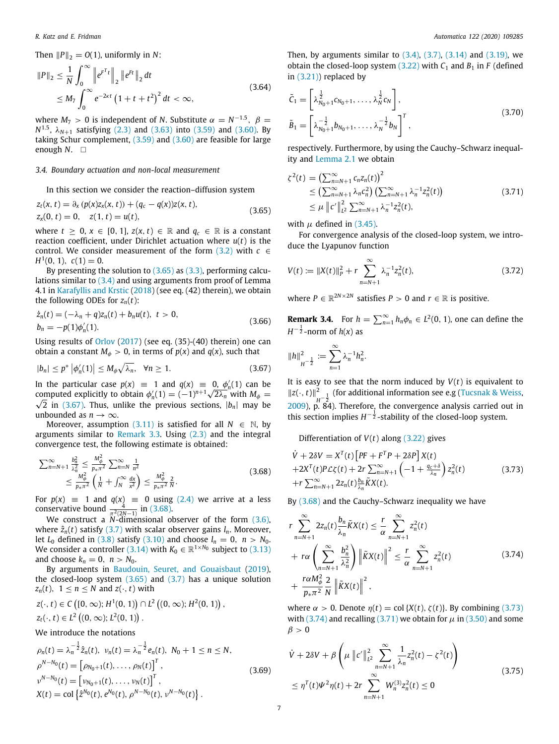Then $\|P\|_2 = O(1)$, uniformly in $N$:

$$
\begin{aligned}
\|P\|_2 &\le \frac{1}{N}\int_0^\infty \left\|e^{F^T t}\right\|_2 \left\|e^{Ft}\right\|_2 dt \\
&\le M_7 \int_0^\infty e^{-2\kappa t}\left(1+t+t^2\right)^2 dt < \infty,
\end{aligned}
\tag{3.64}
$$

where $M_7 > 0$ is independent of $N$. Substitute $\alpha = N^{-1.5}$, $\beta = N^{1.5}$, $\lambda_{N+1}$ satisfying (2.3) and (3.63) into (3.59) and (3.60). By taking Schur complement, (3.59) and (3.60) are feasible for large enough $N$. $\square$

### 3.4. Boundary actuation and non-local measurement

In this section we consider the reaction–diffusion system

$$
\begin{aligned}
&z_t(x,t) = \partial_x\left(p(x)z_x(x,t)\right) + (q_c - q(x))z(x,t),\\
&z_x(0,t) = 0, \quad z(1,t) = u(t),
\end{aligned}
\tag{3.65}
$$

where $t \ge 0$, $x \in [0,1]$, $z(x,t) \in \mathbb{R}$ and $q_c \in \mathbb{R}$ is a constant reaction coefficient, under Dirichlet actuation where $u(t)$ is the control. We consider measurement of the form (3.2) with $c \in H^1(0,1)$, $c(1) = 0$.

By presenting the solution to (3.65) as (3.3), performing calculations similar to (3.4) and using arguments from proof of Lemma 4.1 in Karafyllis and Krstic (2018) (see eq. (42) therein), we obtain the following ODEs for $z_n(t)$:

$$
\begin{aligned}
&\dot z_n(t) = (-\lambda_n + q)z_n(t) + b_n u(t), \quad t > 0,\\
&b_n = -p(1)\phi_n'(1).
\end{aligned}
\tag{3.66}
$$

Using results of Orlov (2017) (see eq. (35)-(40) therein) one can obtain a constant $M_\phi > 0$, in terms of $p(x)$ and $q(x)$, such that

$$
|b_n| \le p^*\left|\phi_n'(1)\right| \le M_\phi\sqrt{\lambda_n}, \quad \forall n \ge 1. \tag{3.67}
$$

In the particular case $p(x) \equiv 1$ and $q(x) \equiv 0$, $\phi_n'(1)$ can be computed explicitly to obtain $\phi_n'(1) = (-1)^{n+1}\sqrt{2\lambda_n}$ with $M_\phi = \sqrt{2}$ in (3.67). Thus, unlike the previous sections, $|b_n|$ may be unbounded as $n \to \infty$.

Moreover, assumption (3.11) is satisfied for all $N \in \mathbb{N}$, by arguments similar to Remark 3.3. Using (2.3) and the integral convergence test, the following estimate is obtained:

$$
\begin{aligned}
\sum_{n=N+1}^\infty \frac{b_n^2}{\lambda_n^2} &\le \frac{M_\phi^2}{p_*\pi^2}\sum_{n=N}^\infty \frac{1}{n^2}\\
&\le \frac{M_\phi^2}{p_*\pi^2}\left(\frac{1}{N} + \int_N^\infty \frac{dx}{x^2}\right) \le \frac{M_\phi^2}{p_*\pi^2}\frac{2}{N}.
\end{aligned}
\tag{3.68}
$$

For $p(x) \equiv 1$ and $q(x) \equiv 0$ using (2.4) we arrive at a less conservative bound $\frac{4}{\pi^2(2N-1)}$ in (3.68).

We construct a $N$-dimensional observer of the form (3.6), where $\hat z_n(t)$ satisfy (3.7) with scalar observer gains $l_n$. Moreover, let $L_0$ defined in (3.8) satisfy (3.10) and choose $l_n = 0$, $n > N_0$. We consider a controller (3.14) with $K_0 \in \mathbb{R}^{1\times N_0}$ subject to (3.13) and choose $k_n = 0$, $n > N_0$.

By arguments in Baudouin, Seuret, and Gouaisbaut (2019), the closed-loop system (3.65) and (3.7) has a unique solution $z_n(t)$, $1 \le n \le N$ and $z(\cdot,t)$ with

$$
\begin{aligned}
&z(\cdot,t) \in C\left([0,\infty); H^1(0,1)\right) \cap L^2\left((0,\infty); H^2(0,1)\right),\\
&z_t(\cdot,t) \in L^2\left((0,\infty); L^2(0,1)\right).
\end{aligned}
$$

We introduce the notations

$$
\begin{aligned}
&\rho_n(t) = \lambda_n^{-\frac{1}{2}}\hat z_n(t), \ \ \nu_n(t) = \lambda_n^{-\frac{1}{2}}e_n(t), \ \ N_0+1 \le n \le N,\\
&\rho^{N-N_0}(t) = \left[\rho_{N_0+1}(t), \dots, \rho_N(t)\right]^T,\\
&\nu^{N-N_0}(t) = \left[\nu_{N_0+1}(t), \dots, \nu_N(t)\right]^T,\\
&X(t) = \mathrm{col}\left\{\hat z^{N_0}(t), e^{N_0}(t), \rho^{N-N_0}(t), \nu^{N-N_0}(t)\right\}.
\end{aligned}
\tag{3.69}
$$

Then, by arguments similar to (3.4), (3.7), (3.14) and (3.19), we obtain the closed-loop system (3.22) with $C_1$ and $B_1$ in $F$ (defined in (3.21)) replaced by

$$
\begin{aligned}
&\tilde C_1 = \left[\lambda_{N_0+1}^{\frac{1}{2}}c_{N_0+1}, \dots, \lambda_N^{\frac{1}{2}}c_N\right],\\
&\tilde B_1 = \left[\lambda_{N_0+1}^{-\frac{1}{2}}b_{N_0+1}, \dots, \lambda_N^{-\frac{1}{2}}b_N\right]^T,
\end{aligned}
\tag{3.70}
$$

respectively. Furthermore, by using the Cauchy–Schwarz inequality and Lemma 2.1 we obtain

$$
\begin{aligned}
\zeta^2(t) &= \left(\sum_{n=N+1}^\infty c_n z_n(t)\right)^2\\
&\le \left(\sum_{n=N+1}^\infty \lambda_n c_n^2\right)\left(\sum_{n=N+1}^\infty \lambda_n^{-1}z_n^2(t)\right)\\
&\le \mu\left\|c'\right\|_{L^2}^2 \sum_{n=N+1}^\infty \lambda_n^{-1}z_n^2(t),
\end{aligned}
\tag{3.71}
$$

with $\mu$ defined in (3.45).

For convergence analysis of the closed-loop system, we introduce the Lyapunov function

$$
V(t) := \|X(t)\|_P^2 + r\sum_{n=N+1}^\infty \lambda_n^{-1}z_n^2(t), \tag{3.72}
$$

where $P \in \mathbb{R}^{2N\times 2N}$ satisfies $P > 0$ and $r \in \mathbb{R}$ is positive.

**Remark 3.4.** For $h = \sum_{n=1}^\infty h_n\phi_n \in L^2(0,1)$, one can define the $H^{-\frac{1}{2}}$-norm of $h(x)$ as

$$
\|h\|_{H^{-\frac{1}{2}}}^2 := \sum_{n=1}^\infty \lambda_n^{-1}h_n^2.
$$

It is easy to see that the norm induced by $V(t)$ is equivalent to $\|z(\cdot,t)\|_{H^{-\frac{1}{2}}}^2$ (for additional information see e.g (Tucsnak & Weiss, 2009), p. 84). Therefore, the convergence analysis carried out in this section implies $H^{-\frac{1}{2}}$-stability of the closed-loop system.

Differentiation of $V(t)$ along (3.22) gives

$$
\begin{aligned}
&\dot V + 2\delta V = X^T(t)\left[PF + F^TP + 2\delta P\right]X(t)\\
&+2X^T(t)P\mathcal{L}\zeta(t) + 2r\sum_{n=N+1}^\infty\left(-1 + \frac{q_c+\delta}{\lambda_n}\right)z_n^2(t)\\
&+r\sum_{n=N+1}^\infty 2z_n(t)\frac{b_n}{\lambda_n}\tilde KX(t).
\end{aligned}
\tag{3.73}
$$

By (3.68) and the Cauchy–Schwarz inequality we have

$$
\begin{aligned}
&r\sum_{n=N+1}^\infty 2z_n(t)\frac{b_n}{\lambda_n}\tilde KX(t) \le \frac{r}{\alpha}\sum_{n=N+1}^\infty z_n^2(t)\\
&+ r\alpha\left(\sum_{n=N+1}^\infty \frac{b_n^2}{\lambda_n^2}\right)\left\|\tilde KX(t)\right\|^2 \le \frac{r}{\alpha}\sum_{n=N+1}^\infty z_n^2(t)\\
&+ \frac{r\alpha M_\phi^2}{p_*\pi^2}\frac{2}{N}\left\|\tilde KX(t)\right\|^2,
\end{aligned}
\tag{3.74}
$$

where $\alpha > 0$. Denote $\eta(t) = \mathrm{col}\{X(t), \zeta(t)\}$. By combining (3.73) with (3.74) and recalling (3.71) we obtain for $\mu$ in (3.50) and some $\beta > 0$

$$
\begin{aligned}
&\dot V + 2\delta V + \beta\left(\mu\left\|c'\right\|_{L^2}^2\sum_{n=N+1}^\infty \frac{1}{\lambda_n}z_n^2(t) - \zeta^2(t)\right)\\
&\le \eta^T(t)\Psi^2\eta(t) + 2r\sum_{n=N+1}^\infty W_n^{(3)}z_n^2(t) \le 0
\end{aligned}
\tag{3.75}
$$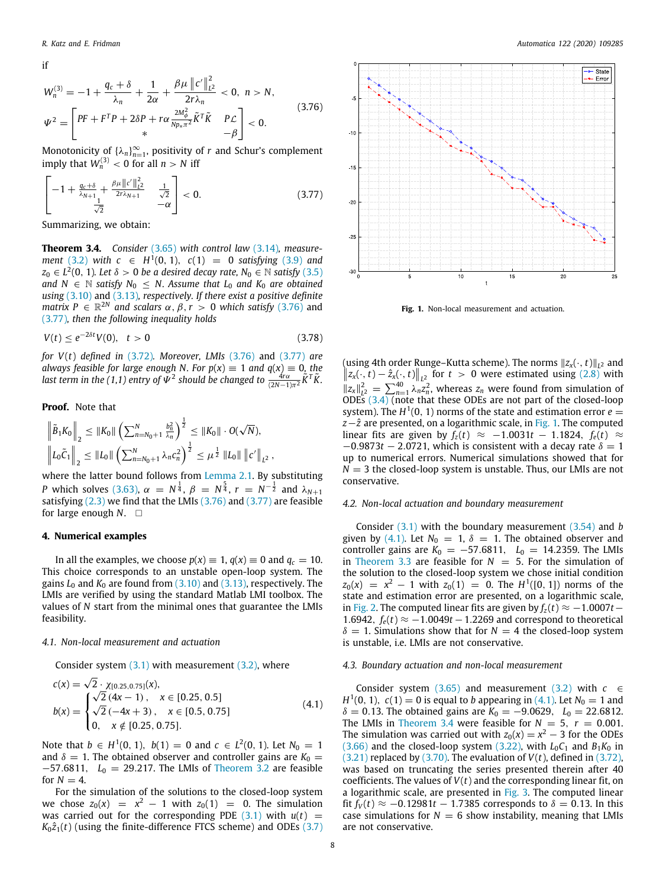if

$$W_n^{(3)} = -1 + \frac{q_c+\delta}{\lambda_n} + \frac{1}{2\alpha} + \frac{\beta\mu \left\|c'\right\|_{L^2}^2}{2r\lambda_n} < 0, \quad n > N,$$
$$\Psi^2 = \begin{bmatrix} PF + F^TP + 2\delta P + r\alpha \frac{2M_\phi^2}{N p_* \pi^2}\tilde{K}^T\tilde{K} & P\mathcal{L} \\ * & -\beta \end{bmatrix} < 0. \tag{3.76}$$

Monotonicity of $\{\lambda_n\}_{n=1}^{\infty}$, positivity of $r$ and Schur's complement imply that $W_n^{(3)} < 0$ for all $n > N$ iff

$$\begin{bmatrix} -1 + \frac{q_c+\delta}{\lambda_{N+1}} + \frac{\beta\mu\left\|c'\right\|_{L^2}^2}{2r\lambda_{N+1}} & \frac{1}{\sqrt{2}} \\ \frac{1}{\sqrt{2}} & -\alpha \end{bmatrix} < 0. \tag{3.77}$$

Summarizing, we obtain:

**Theorem 3.4.** *Consider (3.65) with control law (3.14), measurement (3.2) with $c \in H^1(0,1)$, $c(1) = 0$ satisfying (3.9) and $z_0 \in L^2(0,1)$. Let $\delta > 0$ be a desired decay rate, $N_0 \in \mathbb{N}$ satisfy (3.5) and $N \in \mathbb{N}$ satisfy $N_0 \le N$. Assume that $L_0$ and $K_0$ are obtained using (3.10) and (3.13), respectively. If there exist a positive definite matrix $P \in \mathbb{R}^{2N}$ and scalars $\alpha, \beta, r > 0$ which satisfy (3.76) and (3.77), then the following inequality holds*

$$V(t) \le e^{-2\delta t} V(0), \quad t > 0 \tag{3.78}$$

*for $V(t)$ defined in (3.72). Moreover, LMIs (3.76) and (3.77) are always feasible for large enough $N$. For $p(x) \equiv 1$ and $q(x) \equiv 0$, the last term in the (1,1) entry of $\Psi^2$ should be changed to $\frac{4r\alpha}{(2N-1)\pi^2}\tilde{K}^T\tilde{K}$.*

**Proof.** Note that

$$\left\|\tilde{B}_1 K_0\right\|_2 \le \|K_0\| \left(\sum_{n=N_0+1}^{N} \frac{b_n^2}{\lambda_n}\right)^{\frac{1}{2}} \le \|K_0\| \cdot O(\sqrt{N}),$$
$$\left\|L_0 \tilde{C}_1\right\|_2 \le \|L_0\| \left(\sum_{n=N_0+1}^{N} \lambda_n c_n^2\right)^{\frac{1}{2}} \le \mu^{\frac{1}{2}} \|L_0\| \left\|c'\right\|_{L^2},$$

where the latter bound follows from Lemma 2.1. By substituting $P$ which solves (3.63), $\alpha = N^{\frac{1}{4}}$, $\beta = N^{\frac{5}{4}}$, $r = N^{-\frac{1}{2}}$ and $\lambda_{N+1}$ satisfying (2.3) we find that the LMIs (3.76) and (3.77) are feasible for large enough $N$. □

## 4. Numerical examples

In all the examples, we choose $p(x) \equiv 1$, $q(x) \equiv 0$ and $q_c = 10$. This choice corresponds to an unstable open-loop system. The gains $L_0$ and $K_0$ are found from (3.10) and (3.13), respectively. The LMIs are verified by using the standard Matlab LMI toolbox. The values of $N$ start from the minimal ones that guarantee the LMIs feasibility.

### 4.1. Non-local measurement and actuation

Consider system (3.1) with measurement (3.2), where

$$c(x) = \sqrt{2} \cdot \chi_{[0.25,0.75]}(x),$$
$$b(x) = \begin{cases} \sqrt{2}\,(4x-1), & x \in [0.25, 0.5] \\ \sqrt{2}\,(-4x+3), & x \in [0.5, 0.75] \\ 0, & x \notin [0.25, 0.75]. \end{cases} \tag{4.1}$$

Note that $b \in H^1(0,1)$, $b(1) = 0$ and $c \in L^2(0,1)$. Let $N_0 = 1$ and $\delta = 1$. The obtained observer and controller gains are $K_0 = -57.6811$, $L_0 = 29.217$. The LMIs of Theorem 3.2 are feasible for $N = 4$.

For the simulation of the solutions to the closed-loop system we chose $z_0(x) = x^2 - 1$ with $z_0(1) = 0$. The simulation was carried out for the corresponding PDE (3.1) with $u(t) = K_0\hat{z}_1(t)$ (using the finite-difference FTCS scheme) and ODEs (3.7) (using 4th order Runge–Kutta scheme). The norms $\|z_x(\cdot,t)\|_{L^2}$ and $\left\|z_x(\cdot,t) - \hat{z}_x(\cdot,t)\right\|_{L^2}$ for $t > 0$ were estimated using (2.8) with $\|z_x\|_{L^2}^2 = \sum_{n=1}^{40} \lambda_n z_n^2$, whereas $z_n$ were found from simulation of ODEs (3.4) (note that these ODEs are not part of the closed-loop system). The $H^1(0,1)$ norms of the state and estimation error $e = z - \hat{z}$ are presented, on a logarithmic scale, in Fig. 1. The computed linear fits are given by $f_z(t) \approx -1.0031t - 1.1824$, $f_e(t) \approx -0.9873t - 2.0721$, which is consistent with a decay rate $\delta = 1$ up to numerical errors. Numerical simulations showed that for $N = 3$ the closed-loop system is unstable. Thus, our LMIs are not conservative.

**Fig. 1.** Non-local measurement and actuation.

### 4.2. Non-local actuation and boundary measurement

Consider (3.1) with the boundary measurement (3.54) and $b$ given by (4.1). Let $N_0 = 1$, $\delta = 1$. The obtained observer and controller gains are $K_0 = -57.6811$, $L_0 = 14.2359$. The LMIs in Theorem 3.3 are feasible for $N = 5$. For the simulation of the solution to the closed-loop system we chose initial condition $z_0(x) = x^2 - 1$ with $z_0(1) = 0$. The $H^1(0,1)$ norms of the state and estimation error are presented, on a logarithmic scale, in Fig. 2. The computed linear fits are given by $f_z(t) \approx -1.0007t - 1.6942$, $f_e(t) \approx -1.0049t - 1.2269$ and correspond to theoretical $\delta = 1$. Simulations show that for $N = 4$ the closed-loop system is unstable, i.e. LMIs are not conservative.

### 4.3. Boundary actuation and non-local measurement

Consider system (3.65) and measurement (3.2) with $c \in H^1(0,1)$, $c(1) = 0$ is equal to $b$ appearing in (4.1). Let $N_0 = 1$ and $\delta = 0.13$. The obtained gains are $K_0 = -9.0629$, $L_0 = 22.6812$. The LMIs in Theorem 3.4 were feasible for $N = 5$, $r = 0.001$. The simulation was carried out with $z_0(x) = x^2 - 3$ for the ODEs (3.66) and the closed-loop system (3.22), with $L_0C_1$ and $B_1K_0$ in (3.21) replaced by (3.70). The evaluation of $V(t)$, defined in (3.72), was based on truncating the series presented therein after 40 coefficients. The values of $V(t)$ and the corresponding linear fit, on a logarithmic scale, are presented in Fig. 3. The computed linear fit $f_V(t) \approx -0.12981t - 1.7385$ corresponds to $\delta = 0.13$. In this case simulations for $N = 6$ show instability, meaning that LMIs are not conservative.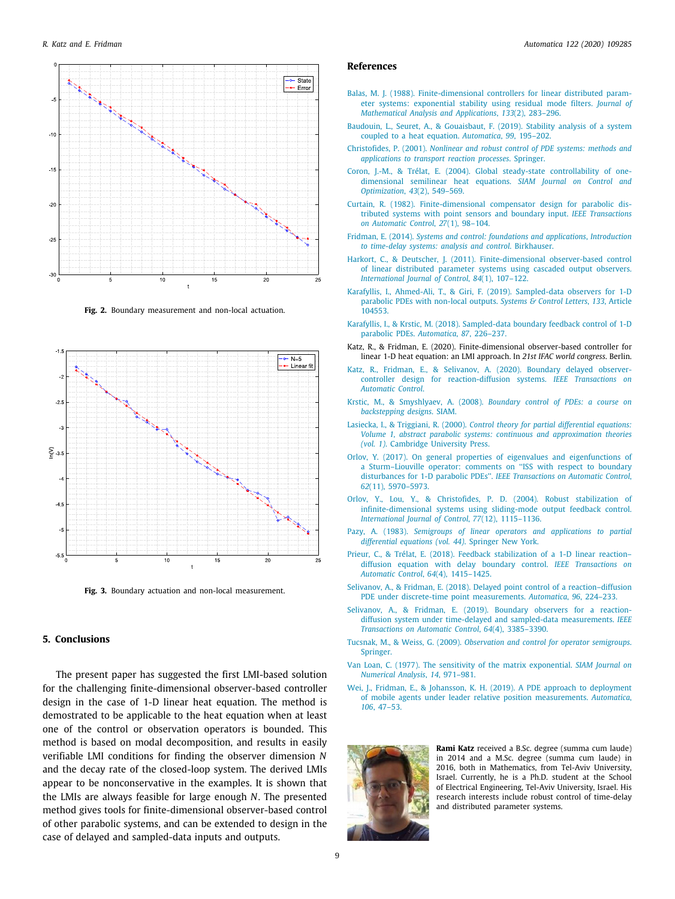Fig. 2. Boundary measurement and non-local actuation.

Fig. 3. Boundary actuation and non-local measurement.

## 5. Conclusions

The present paper has suggested the first LMI-based solution for the challenging finite-dimensional observer-based controller design in the case of 1-D linear heat equation. The method is demostrated to be applicable to the heat equation when at least one of the control or observation operators is bounded. This method is based on modal decomposition, and results in easily verifiable LMI conditions for finding the observer dimension $N$ and the decay rate of the closed-loop system. The derived LMIs appear to be nonconservative in the examples. It is shown that the LMIs are always feasible for large enough $N$. The presented method gives tools for finite-dimensional observer-based control of other parabolic systems, and can be extended to design in the case of delayed and sampled-data inputs and outputs.

## References

Balas, M. J. (1988). Finite-dimensional controllers for linear distributed parameter systems: exponential stability using residual mode filters. *Journal of Mathematical Analysis and Applications*, *133*(2), 283–296.

Baudouin, L., Seuret, A., & Gouaisbaut, F. (2019). Stability analysis of a system coupled to a heat equation. *Automatica*, *99*, 195–202.

Christofides, P. (2001). *Nonlinear and robust control of PDE systems: methods and applications to transport reaction processes*. Springer.

Coron, J.-M., & Trélat, E. (2004). Global steady-state controllability of one-dimensional semilinear heat equations. *SIAM Journal on Control and Optimization*, *43*(2), 549–569.

Curtain, R. (1982). Finite-dimensional compensator design for parabolic distributed systems with point sensors and boundary input. *IEEE Transactions on Automatic Control*, *27*(1), 98–104.

Fridman, E. (2014). *Systems and control: foundations and applications*, *Introduction to time-delay systems: analysis and control*. Birkhauser.

Harkort, C., & Deutscher, J. (2011). Finite-dimensional observer-based control of linear distributed parameter systems using cascaded output observers. *International Journal of Control*, *84*(1), 107–122.

Karafyllis, I., Ahmed-Ali, T., & Giri, F. (2019). Sampled-data observers for 1-D parabolic PDEs with non-local outputs. *Systems & Control Letters*, *133*, Article 104553.

Karafyllis, I., & Krstic, M. (2018). Sampled-data boundary feedback control of 1-D parabolic PDEs. *Automatica*, *87*, 226–237.

Katz, R., & Fridman, E. (2020). Finite-dimensional observer-based controller for linear 1-D heat equation: an LMI approach. In *21st IFAC world congress*. Berlin.

Katz, R., Fridman, E., & Selivanov, A. (2020). Boundary delayed observer-controller design for reaction-diffusion systems. *IEEE Transactions on Automatic Control*.

Krstic, M., & Smyshlyaev, A. (2008). *Boundary control of PDEs: a course on backstepping designs*. SIAM.

Lasiecka, I., & Triggiani, R. (2000). *Control theory for partial differential equations: Volume 1, abstract parabolic systems: continuous and approximation theories (vol. 1)*. Cambridge University Press.

Orlov, Y. (2017). On general properties of eigenvalues and eigenfunctions of a Sturm–Liouville operator: comments on "ISS with respect to boundary disturbances for 1-D parabolic PDEs". *IEEE Transactions on Automatic Control*, *62*(11), 5970–5973.

Orlov, Y., Lou, Y., & Christofides, P. D. (2004). Robust stabilization of infinite-dimensional systems using sliding-mode output feedback control. *International Journal of Control*, *77*(12), 1115–1136.

Pazy, A. (1983). *Semigroups of linear operators and applications to partial differential equations (vol. 44)*. Springer New York.

Prieur, C., & Trélat, E. (2018). Feedback stabilization of a 1-D linear reaction–diffusion equation with delay boundary control. *IEEE Transactions on Automatic Control*, *64*(4), 1415–1425.

Selivanov, A., & Fridman, E. (2018). Delayed point control of a reaction–diffusion PDE under discrete-time point measurements. *Automatica*, *96*, 224–233.

Selivanov, A., & Fridman, E. (2019). Boundary observers for a reaction-diffusion system under time-delayed and sampled-data measurements. *IEEE Transactions on Automatic Control*, *64*(4), 3385–3390.

Tucsnak, M., & Weiss, G. (2009). *Observation and control for operator semigroups*. Springer.

Van Loan, C. (1977). The sensitivity of the matrix exponential. *SIAM Journal on Numerical Analysis*, *14*, 971–981.

Wei, J., Fridman, E., & Johansson, K. H. (2019). A PDE approach to deployment of mobile agents under leader relative position measurements. *Automatica*, *106*, 47–53.

**Rami Katz** received a B.Sc. degree (summa cum laude) in 2014 and a M.Sc. degree (summa cum laude) in 2016, both in Mathematics, from Tel-Aviv University, Israel. Currently, he is a Ph.D. student at the School of Electrical Engineering, Tel-Aviv University, Israel. His research interests include robust control of time-delay and distributed parameter systems.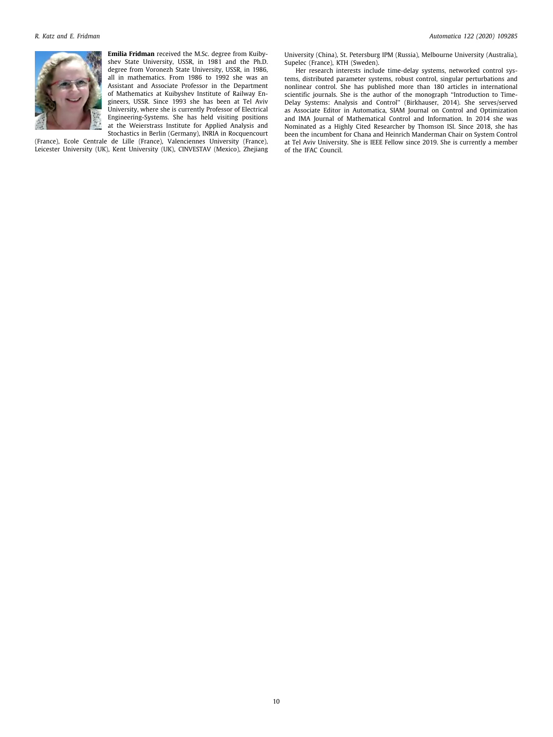**Emilia Fridman** received the M.Sc. degree from Kuibyshev State University, USSR, in 1981 and the Ph.D. degree from Voronezh State University, USSR, in 1986, all in mathematics. From 1986 to 1992 she was an Assistant and Associate Professor in the Department of Mathematics at Kuibyshev Institute of Railway Engineers, USSR. Since 1993 she has been at Tel Aviv University, where she is currently Professor of Electrical Engineering-Systems. She has held visiting positions at the Weierstrass Institute for Applied Analysis and Stochastics in Berlin (Germany), INRIA in Rocquencourt (France), Ecole Centrale de Lille (France), Valenciennes University (France), Leicester University (UK), Kent University (UK), CINVESTAV (Mexico), Zhejiang University (China), St. Petersburg IPM (Russia), Melbourne University (Australia), Supelec (France), KTH (Sweden).

Her research interests include time-delay systems, networked control systems, distributed parameter systems, robust control, singular perturbations and nonlinear control. She has published more than 180 articles in international scientific journals. She is the author of the monograph "Introduction to Time-Delay Systems: Analysis and Control" (Birkhauser, 2014). She serves/served as Associate Editor in Automatica, SIAM Journal on Control and Optimization and IMA Journal of Mathematical Control and Information. In 2014 she was Nominated as a Highly Cited Researcher by Thomson ISI. Since 2018, she has been the incumbent for Chana and Heinrich Manderman Chair on System Control at Tel Aviv University. She is IEEE Fellow since 2019. She is currently a member of the IFAC Council.